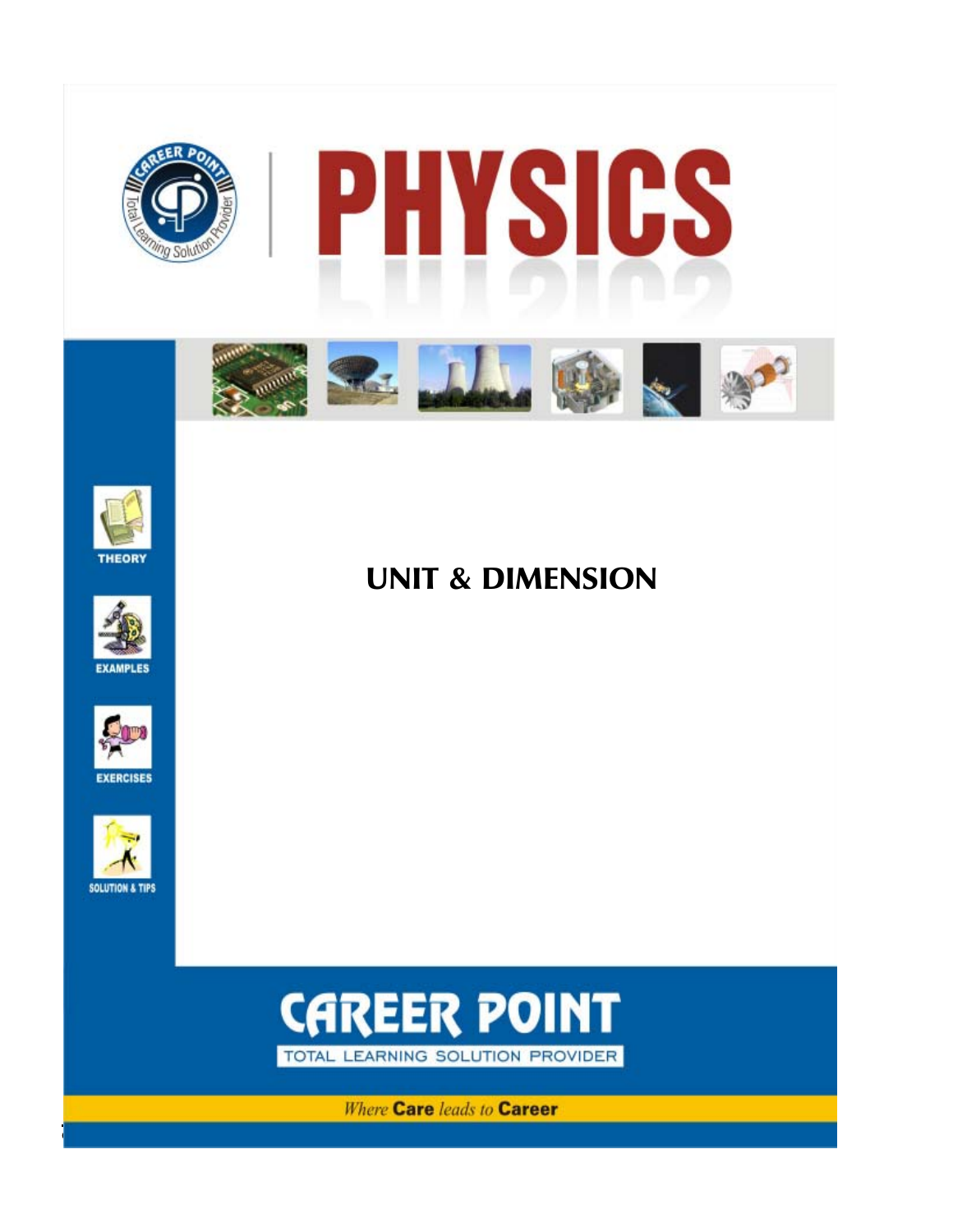# PHYSICS

THEORY

EXAMPLES

EXERCISES

SOLUTION & TIPS

## UNIT & DIMENSION

CAREER POINT

TOTAL LEARNING SOLUTION PROVIDER

*Where* **Care** *leads to* **Career**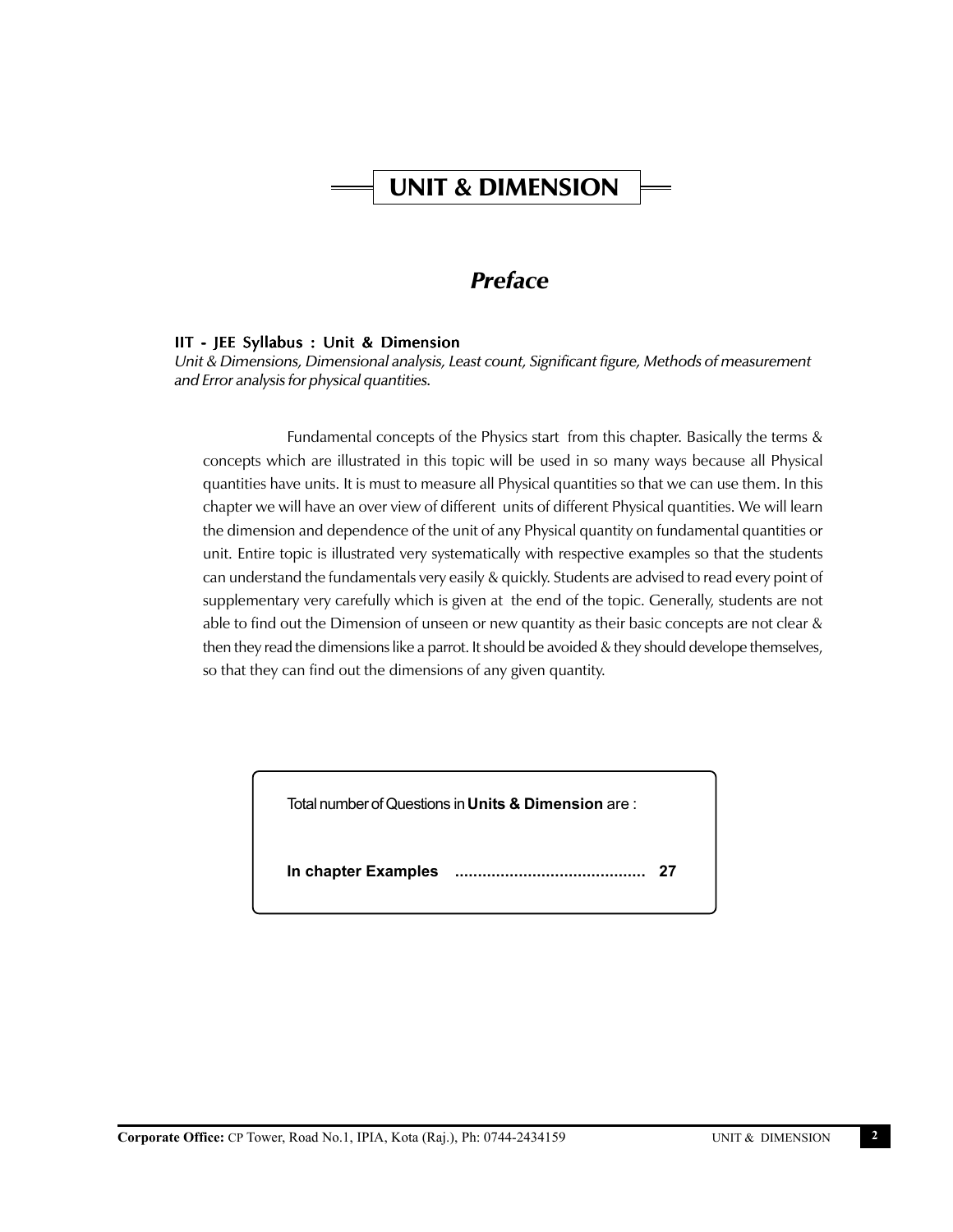# UNIT & DIMENSION

## *Preface*

**IIT - JEE Syllabus : Unit & Dimension**

*Unit & Dimensions, Dimensional analysis, Least count, Significant figure, Methods of measurement and Error analysis for physical quantities.*

Fundamental concepts of the Physics start from this chapter. Basically the terms & concepts which are illustrated in this topic will be used in so many ways because all Physical quantities have units. It is must to measure all Physical quantities so that we can use them. In this chapter we will have an over view of different units of different Physical quantities. We will learn the dimension and dependence of the unit of any Physical quantity on fundamental quantities or unit. Entire topic is illustrated very systematically with respective examples so that the students can understand the fundamentals very easily & quickly. Students are advised to read every point of supplementary very carefully which is given at the end of the topic. Generally, students are not able to find out the Dimension of unseen or new quantity as their basic concepts are not clear & then they read the dimensions like a parrot. It should be avoided & they should develope themselves, so that they can find out the dimensions of any given quantity.

Total number of Questions in **Units & Dimension** are :

**In chapter Examples .......................................... 27**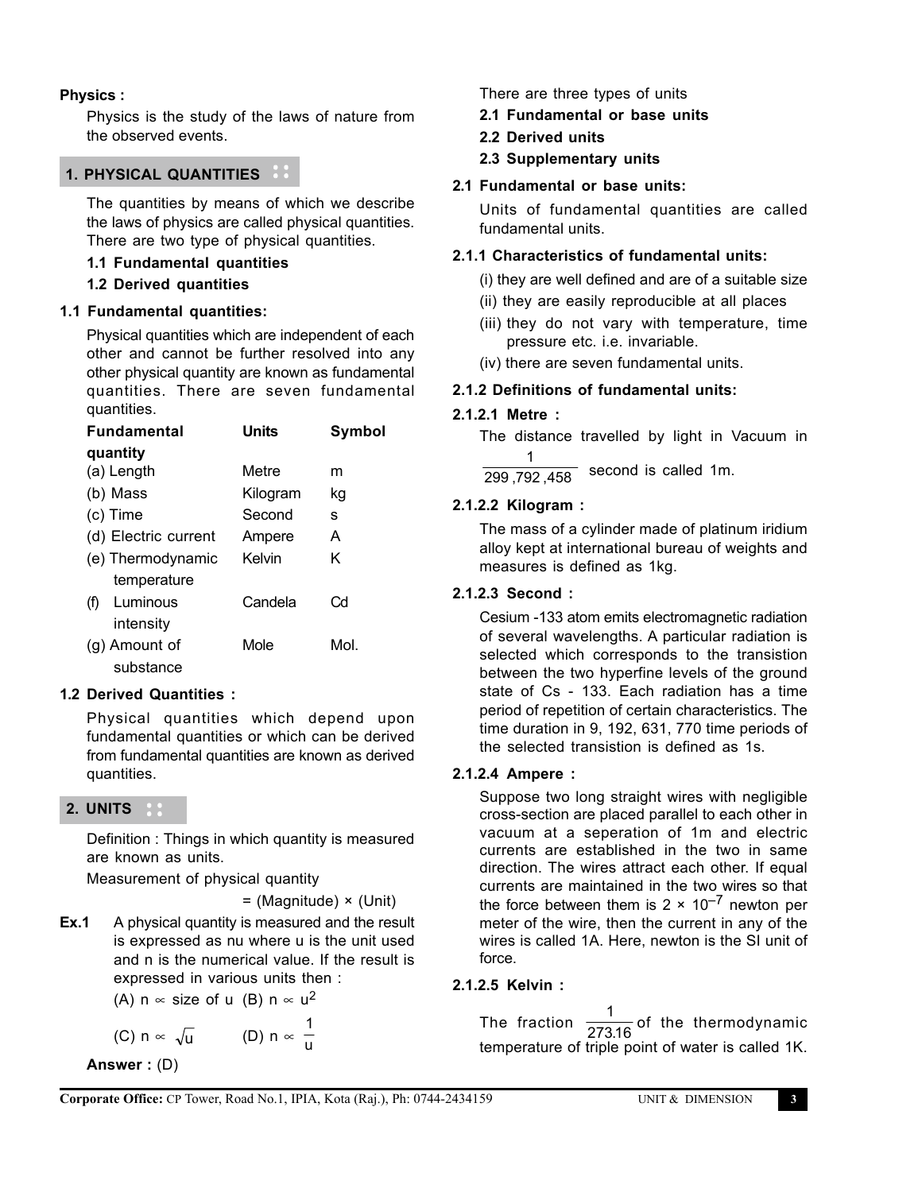**Physics :**

Physics is the study of the laws of nature from the observed events.

## 1. PHYSICAL QUANTITIES

The quantities by means of which we describe the laws of physics are called physical quantities. There are two type of physical quantities.

**1.1 Fundamental quantities**

**1.2 Derived quantities**

### 1.1 Fundamental quantities:

Physical quantities which are independent of each other and cannot be further resolved into any other physical quantity are known as fundamental quantities. There are seven fundamental quantities.

| Fundamental quantity | Units | Symbol |
|---|---|---|
| (a) Length | Metre | m |
| (b) Mass | Kilogram | kg |
| (c) Time | Second | s |
| (d) Electric current | Ampere | A |
| (e) Thermodynamic temperature | Kelvin | K |
| (f) Luminous intensity | Candela | Cd |
| (g) Amount of substance | Mole | Mol. |

### 1.2 Derived Quantities :

Physical quantities which depend upon fundamental quantities or which can be derived from fundamental quantities are known as derived quantities.

## 2. UNITS

Definition : Things in which quantity is measured are known as units.

Measurement of physical quantity

= (Magnitude) × (Unit)

**Ex.1** A physical quantity is measured and the result is expressed as nu where u is the unit used and n is the numerical value. If the result is expressed in various units then :

(A) $n \propto$ size of u (B) $n \propto u^2$

(C) $n \propto \sqrt{u}$ (D) $n \propto \frac{1}{u}$

**Answer :** (D)

There are three types of units

**2.1 Fundamental or base units**

**2.2 Derived units**

**2.3 Supplementary units**

### 2.1 Fundamental or base units:

Units of fundamental quantities are called fundamental units.

### 2.1.1 Characteristics of fundamental units:

(i) they are well defined and are of a suitable size

(ii) they are easily reproducible at all places

(iii) they do not vary with temperature, time pressure etc. i.e. invariable.

(iv) there are seven fundamental units.

### 2.1.2 Definitions of fundamental units:

#### 2.1.2.1 Metre :

The distance travelled by light in Vacuum in $\frac{1}{299,792,458}$ second is called 1m.

#### 2.1.2.2 Kilogram :

The mass of a cylinder made of platinum iridium alloy kept at international bureau of weights and measures is defined as 1kg.

#### 2.1.2.3 Second :

Cesium -133 atom emits electromagnetic radiation of several wavelengths. A particular radiation is selected which corresponds to the transistion between the two hyperfine levels of the ground state of Cs - 133. Each radiation has a time period of repetition of certain characteristics. The time duration in 9, 192, 631, 770 time periods of the selected transistion is defined as 1s.

#### 2.1.2.4 Ampere :

Suppose two long straight wires with negligible cross-section are placed parallel to each other in vacuum at a seperation of 1m and electric currents are established in the two in same direction. The wires attract each other. If equal currents are maintained in the two wires so that the force between them is $2 \times 10^{-7}$ newton per meter of the wire, then the current in any of the wires is called 1A. Here, newton is the SI unit of force.

#### 2.1.2.5 Kelvin :

The fraction $\frac{1}{273.16}$ of the thermodynamic temperature of triple point of water is called 1K.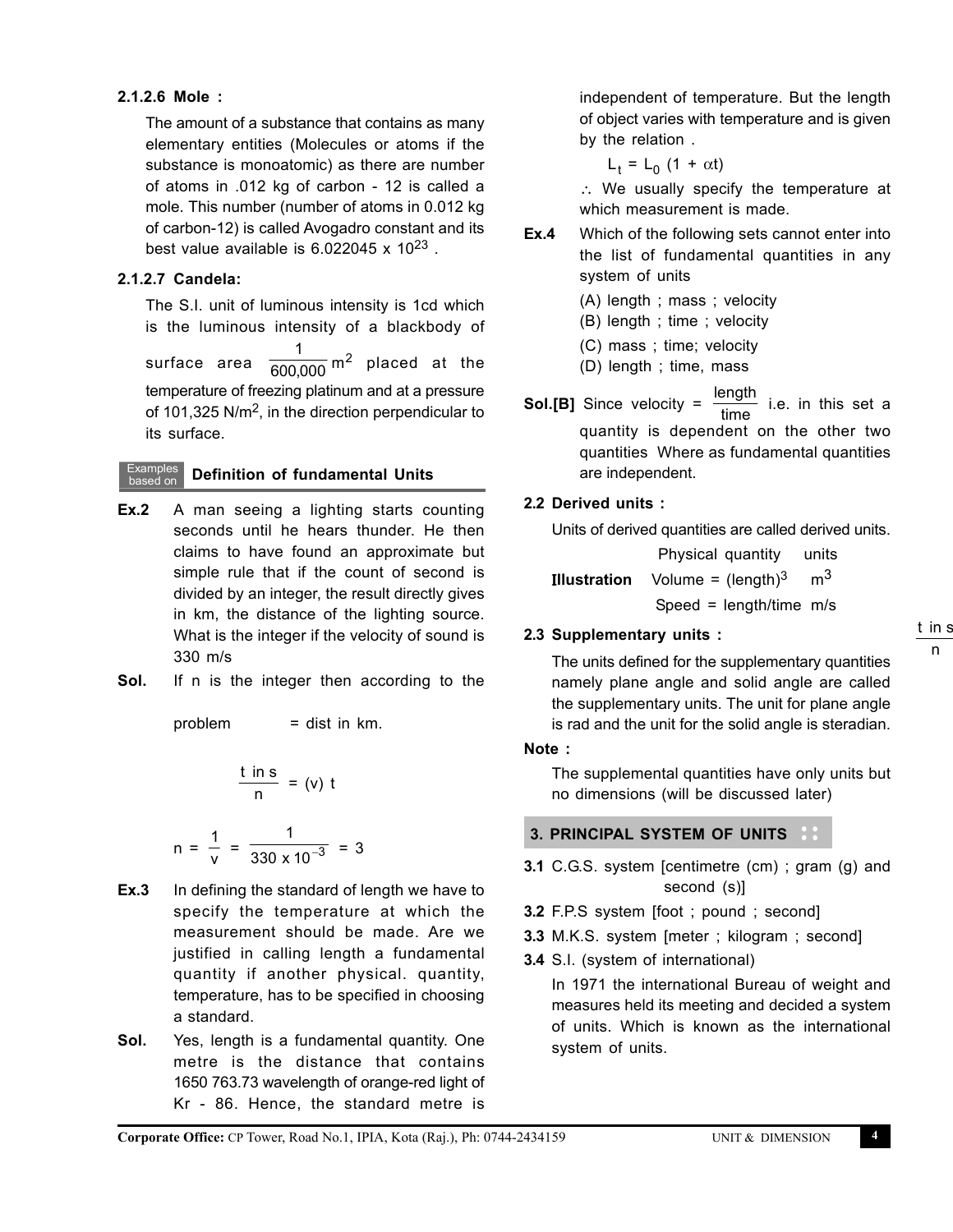### 2.1.2.6 Mole :

The amount of a substance that contains as many elementary entities (Molecules or atoms if the substance is monoatomic) as there are number of atoms in .012 kg of carbon - 12 is called a mole. This number (number of atoms in 0.012 kg of carbon-12) is called Avogadro constant and its best value available is $6.022045 \times 10^{23}$ .

### 2.1.2.7 Candela:

The S.I. unit of luminous intensity is 1cd which is the luminous intensity of a blackbody of surface area $\frac{1}{600,000}\,m^2$ placed at the temperature of freezing platinum and at a pressure of 101,325 $N/m^2$, in the direction perpendicular to its surface.

**Examples based on — Definition of fundamental Units**

**Ex.2** A man seeing a lighting starts counting seconds until he hears thunder. He then claims to have found an approximate but simple rule that if the count of second is divided by an integer, the result directly gives in km, the distance of the lighting source. What is the integer if the velocity of sound is 330 m/s

**Sol.** If n is the integer then according to the problem $\frac{t \text{ in s}}{n}$ = dist in km.

$$\frac{t \text{ in s}}{n} = (v)\ t$$

$$n = \frac{1}{v} = \frac{1}{330 \times 10^{-3}} = 3$$

**Ex.3** In defining the standard of length we have to specify the temperature at which the measurement should be made. Are we justified in calling length a fundamental quantity if another physical. quantity, temperature, has to be specified in choosing a standard.

**Sol.** Yes, length is a fundamental quantity. One metre is the distance that contains 1650 763.73 wavelength of orange-red light of Kr - 86. Hence, the standard metre is independent of temperature. But the length of object varies with temperature and is given by the relation .

$$L_t = L_0\,(1 + \alpha t)$$

$\therefore$ We usually specify the temperature at which measurement is made.

**Ex.4** Which of the following sets cannot enter into the list of fundamental quantities in any system of units

(A) length ; mass ; velocity
(B) length ; time ; velocity
(C) mass ; time; velocity
(D) length ; time, mass

**Sol.[B]** Since velocity = $\frac{\text{length}}{\text{time}}$ i.e. in this set a quantity is dependent on the other two quantities Where as fundamental quantities are independent.

### 2.2 Derived units :

Units of derived quantities are called derived units.

| | Physical quantity | units |
|---|---|---|
| **Illustration** | Volume = $(\text{length})^3$ | $m^3$ |
| | Speed = length/time | m/s |

### 2.3 Supplementary units :

The units defined for the supplementary quantities namely plane angle and solid angle are called the supplementary units. The unit for plane angle is rad and the unit for the solid angle is steradian.

**Note :**

The supplemental quantities have only units but no dimensions (will be discussed later)

## 3. PRINCIPAL SYSTEM OF UNITS

**3.1** C.G.S. system [centimetre (cm) ; gram (g) and second (s)]

**3.2** F.P.S system [foot ; pound ; second]

**3.3** M.K.S. system [meter ; kilogram ; second]

**3.4** S.I. (system of international)

In 1971 the international Bureau of weight and measures held its meeting and decided a system of units. Which is known as the international system of units.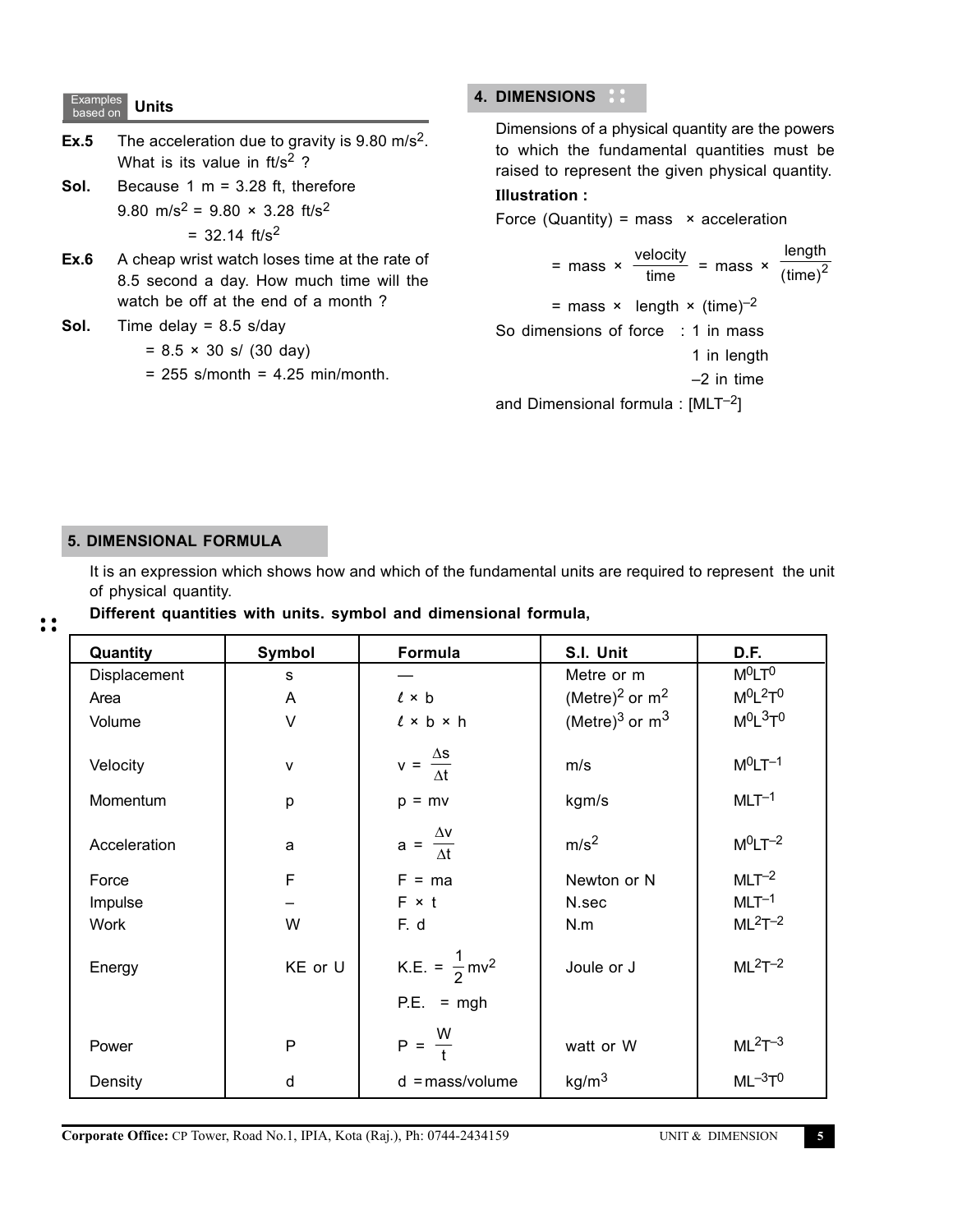### Examples based on Units

**Ex.5** The acceleration due to gravity is 9.80 $m/s^2$. What is its value in $ft/s^2$ ?

**Sol.** Because 1 m = 3.28 ft, therefore

$$9.80 \ m/s^2 = 9.80 \times 3.28 \ ft/s^2$$

$$= 32.14 \ ft/s^2$$

**Ex.6** A cheap wrist watch loses time at the rate of 8.5 second a day. How much time will the watch be off at the end of a month ?

**Sol.** Time delay = 8.5 s/day

= 8.5 × 30 s/ (30 day)

= 255 s/month = 4.25 min/month.

## 4. DIMENSIONS

Dimensions of a physical quantity are the powers to which the fundamental quantities must be raised to represent the given physical quantity.

**Illustration :**

Force (Quantity) = mass × acceleration

$$= \text{mass} \times \frac{\text{velocity}}{\text{time}} = \text{mass} \times \frac{\text{length}}{(\text{time})^2}$$

$$= \text{mass} \times \text{length} \times (\text{time})^{-2}$$

So dimensions of force : 1 in mass
1 in length
–2 in time

and Dimensional formula : $[MLT^{-2}]$

## 5. DIMENSIONAL FORMULA

It is an expression which shows how and which of the fundamental units are required to represent the unit of physical quantity.

**Different quantities with units. symbol and dimensional formula,**

| Quantity | Symbol | Formula | S.I. Unit | D.F. |
|---|---|---|---|---|
| Displacement | s | — | Metre or m | $M^0LT^0$ |
| Area | A | $\ell \times b$ | $(\text{Metre})^2$ or $m^2$ | $M^0L^2T^0$ |
| Volume | V | $\ell \times b \times h$ | $(\text{Metre})^3$ or $m^3$ | $M^0L^3T^0$ |
| Velocity | v | $v = \frac{\Delta s}{\Delta t}$ | m/s | $M^0LT^{-1}$ |
| Momentum | p | p = mv | kgm/s | $MLT^{-1}$ |
| Acceleration | a | $a = \frac{\Delta v}{\Delta t}$ | $m/s^2$ | $M^0LT^{-2}$ |
| Force | F | F = ma | Newton or N | $MLT^{-2}$ |
| Impulse | – | F × t | N.sec | $MLT^{-1}$ |
| Work | W | F. d | N.m | $ML^2T^{-2}$ |
| Energy | KE or U | K.E. = $\frac{1}{2}mv^2$<br>P.E. = mgh | Joule or J | $ML^2T^{-2}$ |
| Power | P | $P = \frac{W}{t}$ | watt or W | $ML^2T^{-3}$ |
| Density | d | d = mass/volume | $kg/m^3$ | $ML^{-3}T^0$ |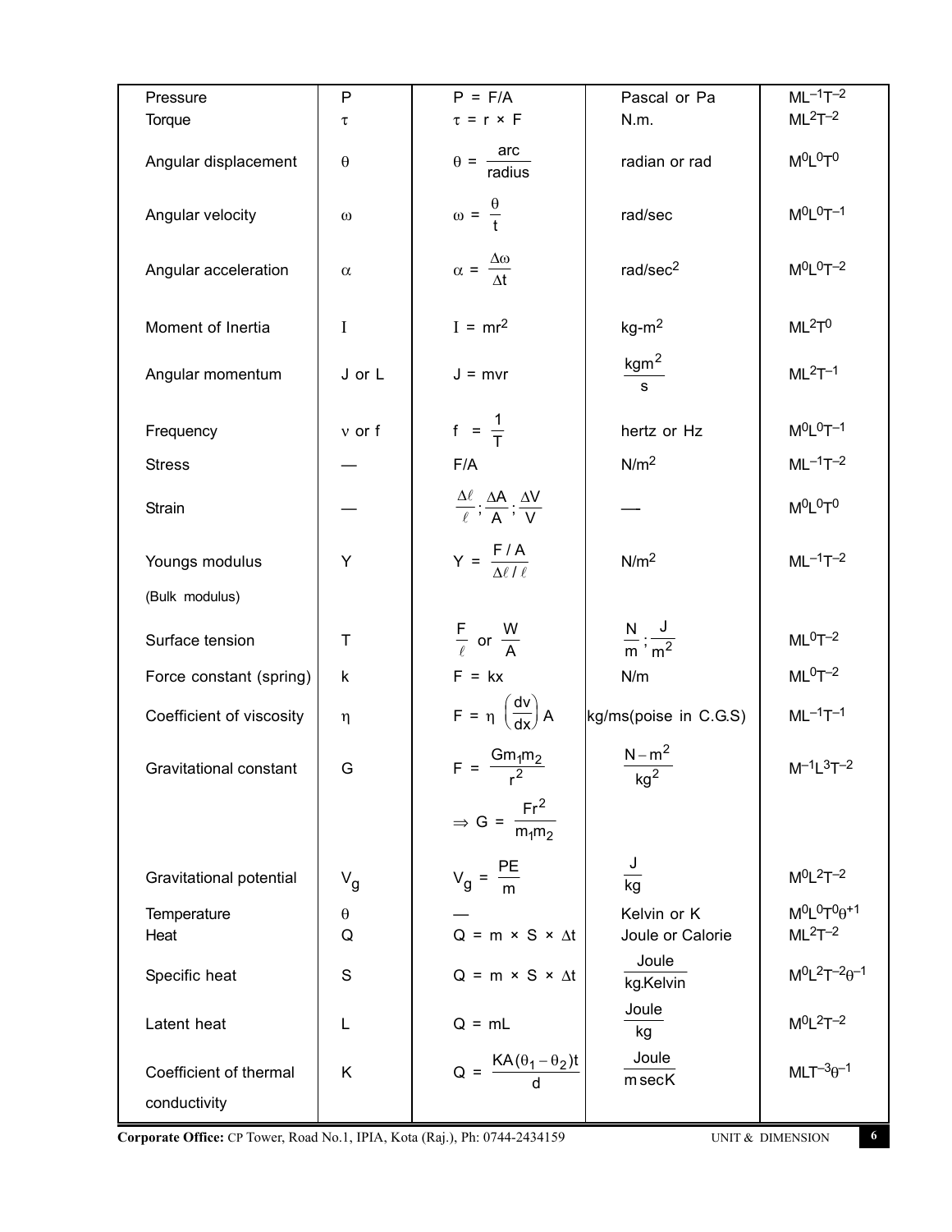| Pressure | P | $P = F/A$ | Pascal or Pa | $ML^{-1}T^{-2}$ |
|---|---|---|---|---|
| Torque | $\tau$ | $\tau = r \times F$ | N.m. | $ML^{2}T^{-2}$ |
| Angular displacement | $\theta$ | $\theta = \frac{\text{arc}}{\text{radius}}$ | radian or rad | $M^{0}L^{0}T^{0}$ |
| Angular velocity | $\omega$ | $\omega = \frac{\theta}{t}$ | rad/sec | $M^{0}L^{0}T^{-1}$ |
| Angular acceleration | $\alpha$ | $\alpha = \frac{\Delta\omega}{\Delta t}$ | rad/sec$^2$ | $M^{0}L^{0}T^{-2}$ |
| Moment of Inertia | I | $I = mr^2$ | kg-m$^2$ | $ML^{2}T^{0}$ |
| Angular momentum | J or L | $J = mvr$ | $\frac{kgm^2}{s}$ | $ML^{2}T^{-1}$ |
| Frequency | $\nu$ or f | $f = \frac{1}{T}$ | hertz or Hz | $M^{0}L^{0}T^{-1}$ |
| Stress | — | F/A | N/m$^2$ | $ML^{-1}T^{-2}$ |
| Strain | — | $\frac{\Delta\ell}{\ell};\frac{\Delta A}{A};\frac{\Delta V}{V}$ | — | $M^{0}L^{0}T^{0}$ |
| Youngs modulus (Bulk modulus) | Y | $Y = \frac{F/A}{\Delta\ell/\ell}$ | N/m$^2$ | $ML^{-1}T^{-2}$ |
| Surface tension | T | $\frac{F}{\ell}$ or $\frac{W}{A}$ | $\frac{N}{m};\frac{J}{m^2}$ | $ML^{0}T^{-2}$ |
| Force constant (spring) | k | $F = kx$ | N/m | $ML^{0}T^{-2}$ |
| Coefficient of viscosity | $\eta$ | $F = \eta\left(\frac{dv}{dx}\right)A$ | kg/ms(poise in C.G.S) | $ML^{-1}T^{-1}$ |
| Gravitational constant | G | $F = \frac{Gm_1m_2}{r^2}$ $\Rightarrow G = \frac{Fr^2}{m_1m_2}$ | $\frac{N-m^2}{kg^2}$ | $M^{-1}L^{3}T^{-2}$ |
| Gravitational potential | $V_g$ | $V_g = \frac{PE}{m}$ | $\frac{J}{kg}$ | $M^{0}L^{2}T^{-2}$ |
| Temperature | $\theta$ | — | Kelvin or K | $M^{0}L^{0}T^{0}\theta^{+1}$ |
| Heat | Q | $Q = m \times S \times \Delta t$ | Joule or Calorie | $ML^{2}T^{-2}$ |
| Specific heat | S | $Q = m \times S \times \Delta t$ | $\frac{\text{Joule}}{\text{kg.Kelvin}}$ | $M^{0}L^{2}T^{-2}\theta^{-1}$ |
| Latent heat | L | $Q = mL$ | $\frac{\text{Joule}}{\text{kg}}$ | $M^{0}L^{2}T^{-2}$ |
| Coefficient of thermal conductivity | K | $Q = \frac{KA(\theta_1-\theta_2)t}{d}$ | $\frac{\text{Joule}}{\text{m sec K}}$ | $MLT^{-3}\theta^{-1}$ |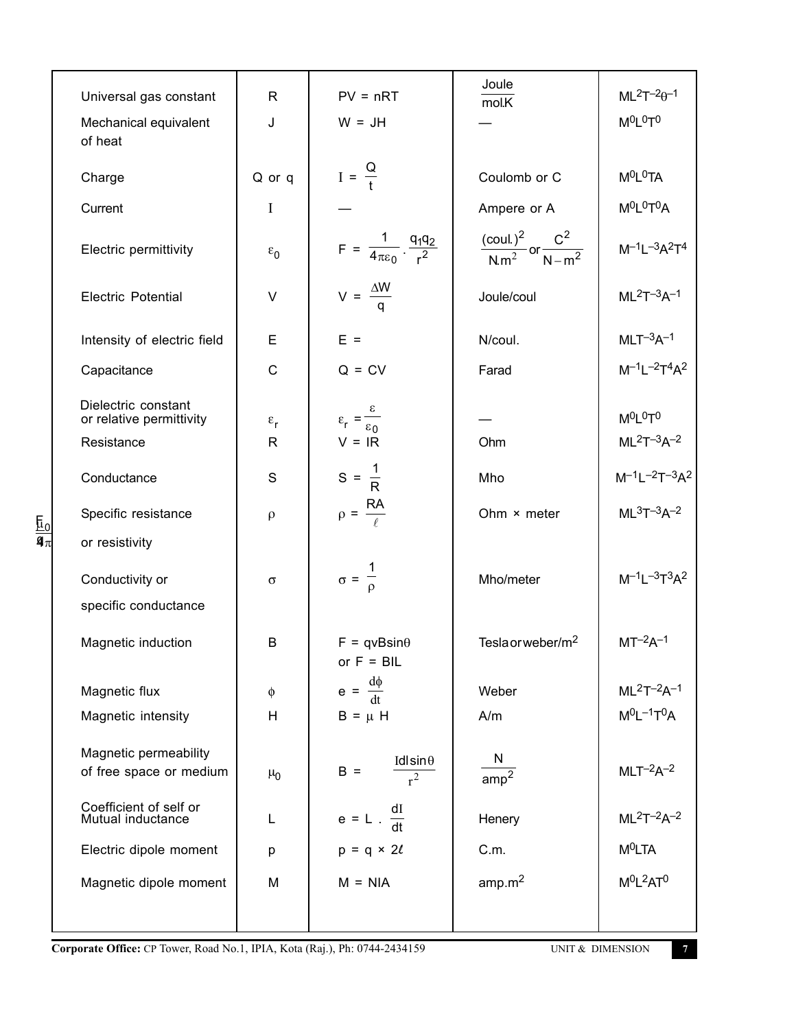| | | | | |
|---|---|---|---|---|
| Universal gas constant | R | PV = nRT | $\frac{\text{Joule}}{\text{mol.K}}$ | $ML^2T^{-2}\theta^{-1}$ |
| Mechanical equivalent of heat | J | W = JH | — | $M^0L^0T^0$ |
| Charge | Q or q | $I = \frac{Q}{t}$ | Coulomb or C | $M^0L^0TA$ |
| Current | I | — | Ampere or A | $M^0L^0T^0A$ |
| Electric permittivity | $\varepsilon_0$ | $F = \frac{1}{4\pi\varepsilon_0} \cdot \frac{q_1q_2}{r^2}$ | $\frac{(\text{coul.})^2}{\text{N.m}^2}$ or $\frac{C^2}{N-m^2}$ | $M^{-1}L^{-3}A^2T^4$ |
| Electric Potential | V | $V = \frac{\Delta W}{q}$ | Joule/coul | $ML^2T^{-3}A^{-1}$ |
| Intensity of electric field | E | E = | N/coul. | $MLT^{-3}A^{-1}$ |
| Capacitance | C | Q = CV | Farad | $M^{-1}L^{-2}T^4A^2$ |
| Dielectric constant or relative permittivity | $\varepsilon_r$ | $\varepsilon_r = \frac{\varepsilon}{\varepsilon_0}$ | — | $M^0L^0T^0$ |
| Resistance | R | V = IR | Ohm | $ML^2T^{-3}A^{-2}$ |
| Conductance | S | $S = \frac{1}{R}$ | Mho | $M^{-1}L^{-2}T^{-3}A^2$ |
| Specific resistance or resistivity | $\rho$ | $\rho = \frac{RA}{\ell}$ | Ohm × meter | $ML^3T^{-3}A^{-2}$ |
| Conductivity or specific conductance | $\sigma$ | $\sigma = \frac{1}{\rho}$ | Mho/meter | $M^{-1}L^{-3}T^3A^2$ |
| Magnetic induction | B | $F = qvB\sin\theta$ or F = BIL | Tesla or weber/m$^2$ | $MT^{-2}A^{-1}$ |
| Magnetic flux | $\phi$ | $e = \frac{d\phi}{dt}$ | Weber | $ML^2T^{-2}A^{-1}$ |
| Magnetic intensity | H | $B = \mu H$ | A/m | $M^0L^{-1}T^0A$ |
| Magnetic permeability of free space or medium | $\mu_0$ | $B = \frac{Idl\sin\theta}{r^2}$ | $\frac{N}{\text{amp}^2}$ | $MLT^{-2}A^{-2}$ |
| Coefficient of self or Mutual inductance | L | $e = L \cdot \frac{dI}{dt}$ | Henery | $ML^2T^{-2}A^{-2}$ |
| Electric dipole moment | p | $p = q \times 2\ell$ | C.m. | $M^0LTA$ |
| Magnetic dipole moment | M | M = NIA | amp.m$^2$ | $M^0L^2AT^0$ |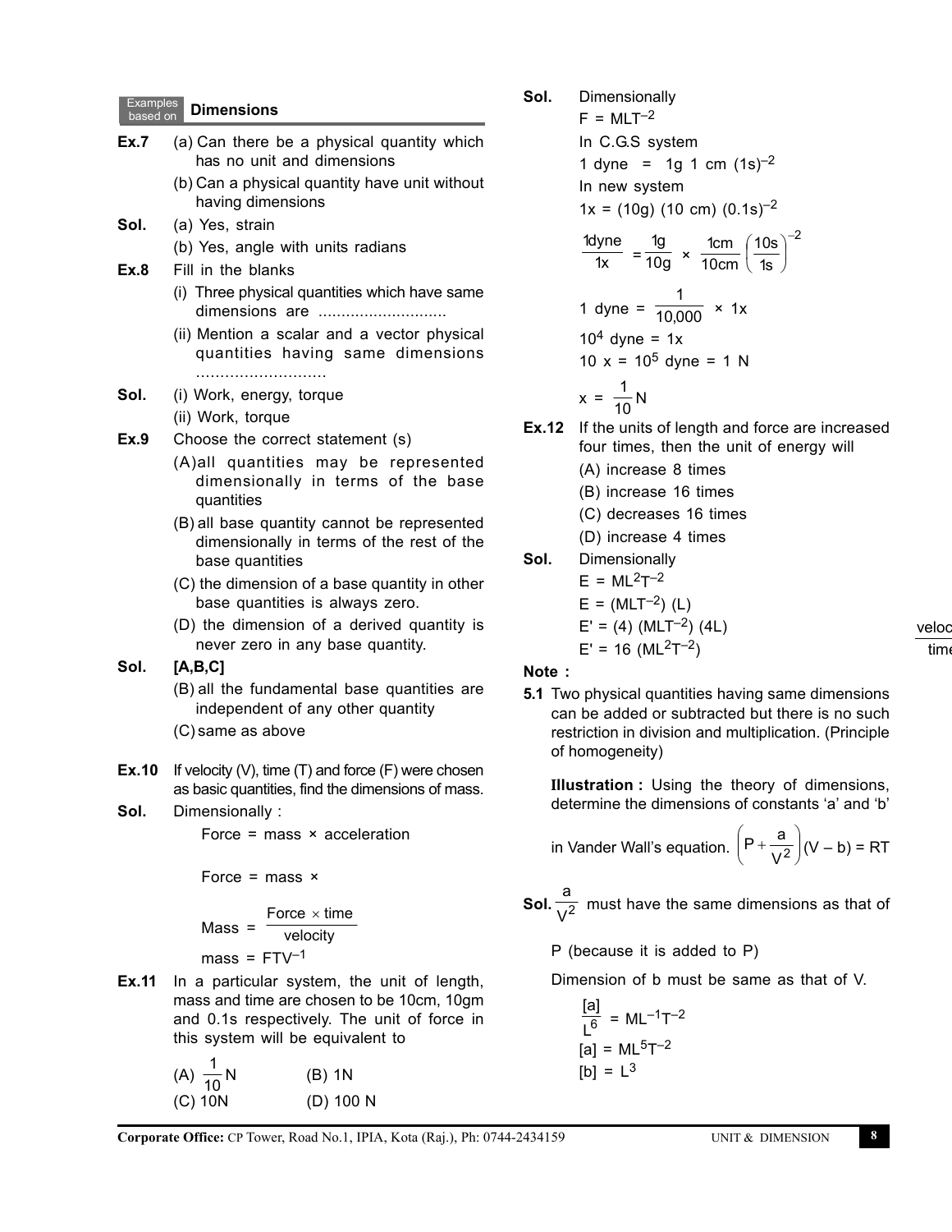## Examples based on Dimensions

**Ex.7** (a) Can there be a physical quantity which has no unit and dimensions

(b) Can a physical quantity have unit without having dimensions

**Sol.** (a) Yes, strain

(b) Yes, angle with units radians

**Ex.8** Fill in the blanks

(i) Three physical quantities which have same dimensions are ............................

(ii) Mention a scalar and a vector physical quantities having same dimensions ...........................

**Sol.** (i) Work, energy, torque

(ii) Work, torque

**Ex.9** Choose the correct statement (s)

(A) all quantities may be represented dimensionally in terms of the base quantities

(B) all base quantity cannot be represented dimensionally in terms of the rest of the base quantities

(C) the dimension of a base quantity in other base quantities is always zero.

(D) the dimension of a derived quantity is never zero in any base quantity.

**Sol.** **[A,B,C]**

(B) all the fundamental base quantities are independent of any other quantity

(C) same as above

**Ex.10** If velocity (V), time (T) and force (F) were chosen as basic quantities, find the dimensions of mass.

**Sol.** Dimensionally :

Force = mass × acceleration

Force = mass × $\dfrac{\text{velocity}}{\text{time}}$

$$\text{Mass} = \frac{\text{Force} \times \text{time}}{\text{velocity}}$$

mass = $FTV^{-1}$

**Ex.11** In a particular system, the unit of length, mass and time are chosen to be 10cm, 10gm and 0.1s respectively. The unit of force in this system will be equivalent to

(A) $\dfrac{1}{10}$N (B) 1N

(C) 10N (D) 100 N

**Sol.** Dimensionally

$F = MLT^{-2}$

In C.G.S system

1 dyne = 1g 1 cm $(1s)^{-2}$

In new system

1x = (10g) (10 cm) $(0.1s)^{-2}$

$$\frac{1\text{dyne}}{1\text{x}} = \frac{1\text{g}}{10\text{g}} \times \frac{1\text{cm}}{10\text{cm}}\left(\frac{10\text{s}}{1\text{s}}\right)^{-2}$$

$$1 \text{ dyne} = \frac{1}{10{,}000} \times 1\text{x}$$

$10^4$ dyne = 1x

10 x = $10^5$ dyne = 1 N

$$x = \frac{1}{10}\text{N}$$

**Ex.12** If the units of length and force are increased four times, then the unit of energy will

(A) increase 8 times

(B) increase 16 times

(C) decreases 16 times

(D) increase 4 times

**Sol.** Dimensionally

$E = ML^2T^{-2}$

$E = (MLT^{-2})\ (L)$

$E' = (4)\ (MLT^{-2})\ (4L)$

$E' = 16\ (ML^2T^{-2})$

**Note :**

**5.1** Two physical quantities having same dimensions can be added or subtracted but there is no such restriction in division and multiplication. (Principle of homogeneity)

**Illustration :** Using the theory of dimensions, determine the dimensions of constants 'a' and 'b' in Vander Wall's equation. $\left(P + \dfrac{a}{V^2}\right)(V - b) = RT$

**Sol.** $\dfrac{a}{V^2}$ must have the same dimensions as that of P (because it is added to P)

Dimension of b must be same as that of V.

$$\frac{[a]}{L^6} = ML^{-1}T^{-2}$$

$[a] = ML^5T^{-2}$

$[b] = L^3$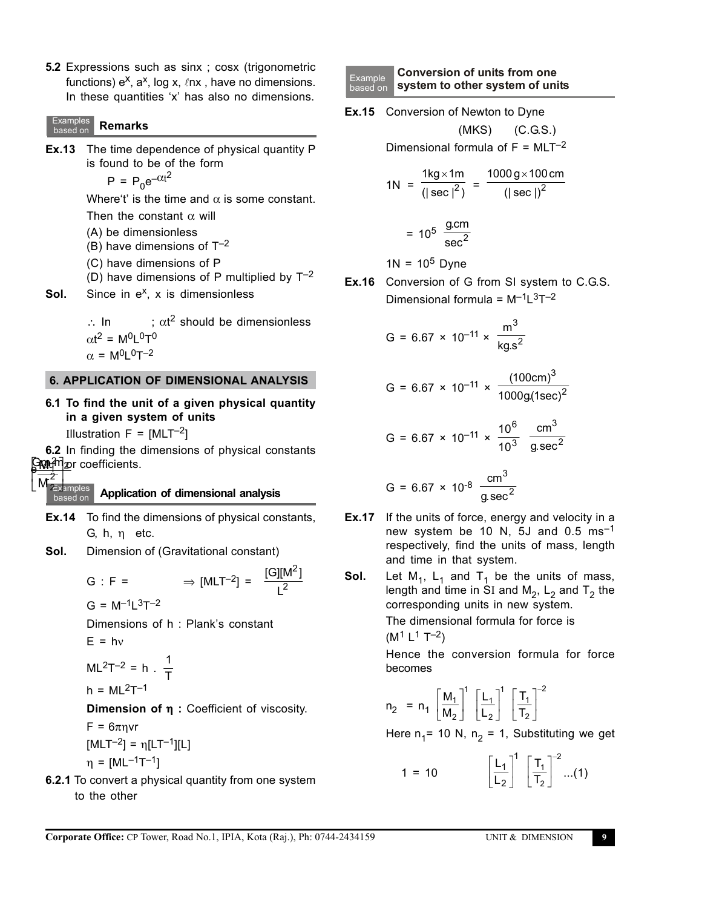**5.2** Expressions such as sinx ; cosx (trigonometric functions) $e^x$, $a^x$, log x, ℓnx , have no dimensions. In these quantities 'x' has also no dimensions.

### Examples based on Remarks

**Ex.13** The time dependence of physical quantity P is found to be of the form

$$P = P_0 e^{-\alpha t^2}$$

Where't' is the time and $\alpha$ is some constant. Then the constant $\alpha$ will

(A) be dimensionless

(B) have dimensions of $T^{-2}$

(C) have dimensions of P

(D) have dimensions of P multiplied by $T^{-2}$

**Sol.** Since in $e^x$, x is dimensionless

$\therefore$ In ; $\alpha t^2$ should be dimensionless

$\alpha t^2 = M^0L^0T^0$

$\alpha = M^0L^0T^{-2}$

## 6. APPLICATION OF DIMENSIONAL ANALYSIS

**6.1 To find the unit of a given physical quantity in a given system of units**

Illustration $F = [MLT^{-2}]$

**6.2** In finding the dimensions of physical constants or coefficients.

### Examples based on Application of dimensional analysis

**Ex.14** To find the dimensions of physical constants, G, h, $\eta$ etc.

**Sol.** Dimension of (Gravitational constant)

$$G : F = \frac{Gm_1m_2}{r^2} \Rightarrow [MLT^{-2}] = \frac{[G][M^2]}{L^2}$$

$G = M^{-1}L^3T^{-2}$

Dimensions of h : Plank's constant

$E = h\nu$

$ML^2T^{-2} = h \cdot \frac{1}{T}$

$h = ML^2T^{-1}$

**Dimension of η :** Coefficient of viscosity.

$F = 6\pi\eta vr$

$[MLT^{-2}] = \eta[LT^{-1}][L]$

$\eta = [ML^{-1}T^{-1}]$

**6.2.1** To convert a physical quantity from one system to the other

### Example based on Conversion of units from one system to other system of units

**Ex.15** Conversion of Newton to Dyne

(MKS) (C.G.S.)

Dimensional formula of $F = MLT^{-2}$

$$1N = \frac{1kg \times 1m}{(|\sec|^2)} = \frac{1000\,g \times 100\,cm}{(|\sec|)^2}$$

$$= 10^5 \frac{g.cm}{\sec^2}$$

$1N = 10^5$ Dyne

**Ex.16** Conversion of G from SI system to C.G.S.

Dimensional formula = $M^{-1}L^3T^{-2}$

$$G = 6.67 \times 10^{-11} \times \frac{m^3}{kg.s^2}$$

$$G = 6.67 \times 10^{-11} \times \frac{(100cm)^3}{1000g.(1sec)^2}$$

$$G = 6.67 \times 10^{-11} \times \frac{10^6}{10^3} \frac{cm^3}{g.\sec^2}$$

$$G = 6.67 \times 10^{-8} \frac{cm^3}{g.\sec^2}$$

**Ex.17** If the units of force, energy and velocity in a new system be 10 N, 5J and 0.5 $ms^{-1}$ respectively, find the units of mass, length and time in that system.

**Sol.** Let $M_1$, $L_1$ and $T_1$ be the units of mass, length and time in SI and $M_2$, $L_2$ and $T_2$ the corresponding units in new system.

The dimensional formula for force is $(M^1 L^1 T^{-2})$

Hence the conversion formula for force becomes

$$n_2 = n_1 \left[\frac{M_1}{M_2}\right]^1 \left[\frac{L_1}{L_2}\right]^1 \left[\frac{T_1}{T_2}\right]^{-2}$$

Here $n_1 = 10$ N, $n_2 = 1$, Substituting we get

$$1 = 10 \quad \left[\frac{L_1}{L_2}\right]^1 \left[\frac{T_1}{T_2}\right]^{-2} \quad ...(1)$$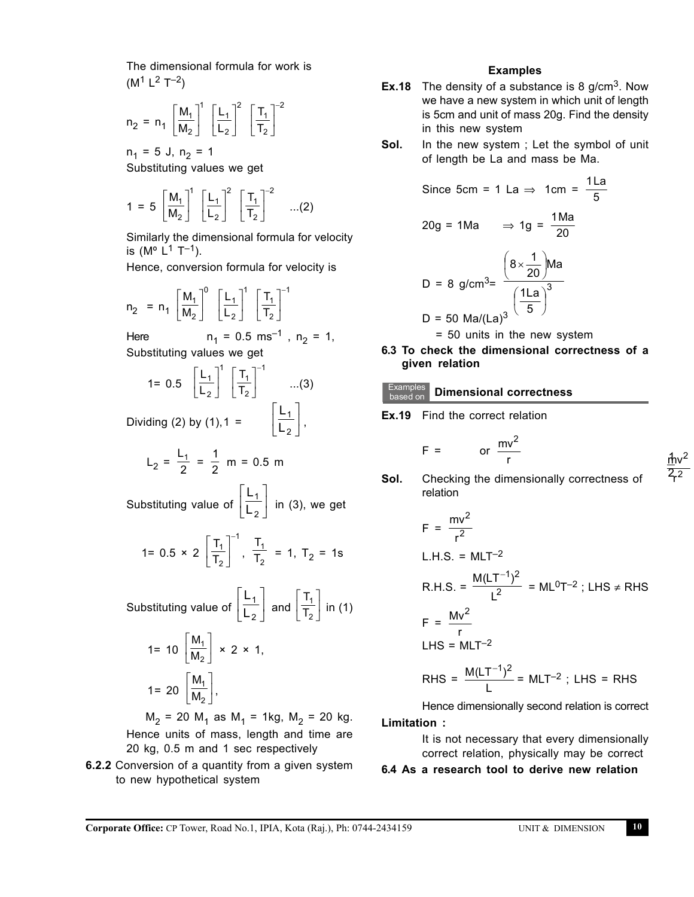The dimensional formula for work is ($M^1 L^2 T^{-2}$)

$$n_2 = n_1 \left[\frac{M_1}{M_2}\right]^1 \left[\frac{L_1}{L_2}\right]^2 \left[\frac{T_1}{T_2}\right]^{-2}$$

$n_1 = 5$ J, $n_2 = 1$

Substituting values we get

$$1 = 5 \left[\frac{M_1}{M_2}\right]^1 \left[\frac{L_1}{L_2}\right]^2 \left[\frac{T_1}{T_2}\right]^{-2} \quad ...(2)$$

Similarly the dimensional formula for velocity is ($M^o L^1 T^{-1}$).

Hence, conversion formula for velocity is

$$n_2 = n_1 \left[\frac{M_1}{M_2}\right]^0 \left[\frac{L_1}{L_2}\right]^1 \left[\frac{T_1}{T_2}\right]^{-1}$$

Here $n_1 = 0.5\ ms^{-1}$ , $n_2 = 1$,

Substituting values we get

$$1 = 0.5 \left[\frac{L_1}{L_2}\right]^1 \left[\frac{T_1}{T_2}\right]^{-1} \quad ...(3)$$

Dividing (2) by (1), $1 = \left[\frac{L_1}{L_2}\right]$,

$$L_2 = \frac{L_1}{2} = \frac{1}{2}\ m = 0.5\ m$$

Substituting value of $\left[\frac{L_1}{L_2}\right]$ in (3), we get

$$1 = 0.5 \times 2 \left[\frac{T_1}{T_2}\right]^{-1},\ \frac{T_1}{T_2} = 1,\ T_2 = 1s$$

Substituting value of $\left[\frac{L_1}{L_2}\right]$ and $\left[\frac{T_1}{T_2}\right]$ in (1)

$$1 = 10 \left[\frac{M_1}{M_2}\right] \times 2 \times 1,$$

$$1 = 20 \left[\frac{M_1}{M_2}\right],$$

$M_2 = 20\ M_1$ as $M_1 = 1$kg, $M_2 = 20$ kg. Hence units of mass, length and time are 20 kg, 0.5 m and 1 sec respectively

**6.2.2** Conversion of a quantity from a given system to new hypothetical system

**Examples**

**Ex.18** The density of a substance is 8 g/cm$^3$. Now we have a new system in which unit of length is 5cm and unit of mass 20g. Find the density in this new system

**Sol.** In the new system ; Let the symbol of unit of length be La and mass be Ma.

Since 5cm = 1 La $\Rightarrow$ 1cm = $\frac{1\,La}{5}$

20g = 1Ma $\Rightarrow$ 1g = $\frac{1\,Ma}{20}$

$$D = 8\ g/cm^3 = \frac{\left(8 \times \frac{1}{20}\right)Ma}{\left(\frac{1La}{5}\right)^3}$$

$D = 50\ Ma/(La)^3$

= 50 units in the new system

**6.3 To check the dimensional correctness of a given relation**

**Examples based on Dimensional correctness**

**Ex.19** Find the correct relation

$$F = \frac{mv^2}{r^2} \quad \text{or} \quad \frac{mv^2}{r}$$

**Sol.** Checking the dimensionally correctness of relation

$$F = \frac{mv^2}{r^2}$$

L.H.S. = $MLT^{-2}$

R.H.S. = $\frac{M(LT^{-1})^2}{L^2} = ML^0T^{-2}$ ; LHS $\neq$ RHS

$$F = \frac{Mv^2}{r}$$

LHS = $MLT^{-2}$

RHS = $\frac{M(LT^{-1})^2}{L} = MLT^{-2}$ ; LHS = RHS

Hence dimensionally second relation is correct

**Limitation :**

It is not necessary that every dimensionally correct relation, physically may be correct

**6.4 As a research tool to derive new relation**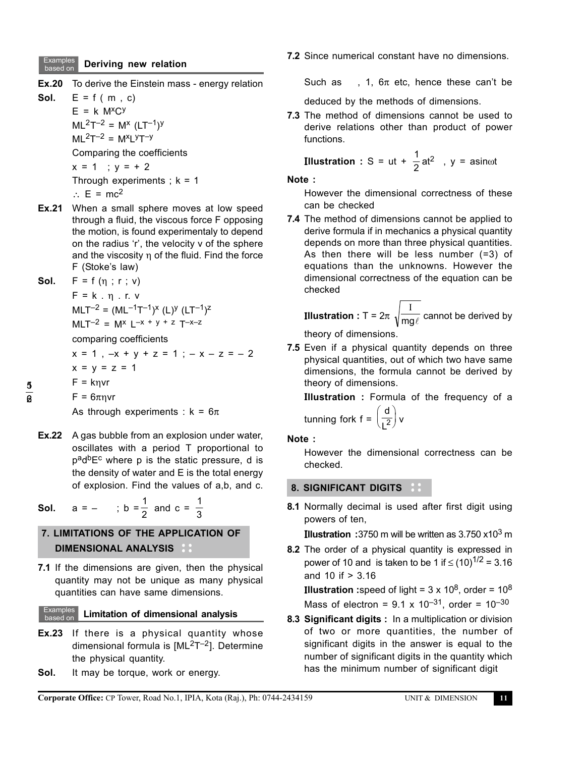### Examples based on — Deriving new relation

**Ex.20** To derive the Einstein mass - energy relation

**Sol.** $E = f(m, c)$

$E = k\, M^x C^y$

$ML^2T^{-2} = M^x (LT^{-1})^y$

$ML^2T^{-2} = M^x L^y T^{-y}$

Comparing the coefficients

$x = 1$ ; $y = +2$

Through experiments ; $k = 1$

$\therefore$ $E = mc^2$

**Ex.21** When a small sphere moves at low speed through a fluid, the viscous force F opposing the motion, is found experimentaly to depend on the radius 'r', the velocity v of the sphere and the viscosity $\eta$ of the fluid. Find the force F (Stoke's law)

**Sol.** $F = f(\eta ; r ; v)$

$F = k \cdot \eta \cdot r \cdot v$

$MLT^{-2} = (ML^{-1}T^{-1})^x (L)^y (LT^{-1})^z$

$MLT^{-2} = M^x L^{-x+y+z} T^{-x-z}$

comparing coefficients

$x = 1$ , $-x + y + z = 1$ ; $-x - z = -2$

$x = y = z = 1$

$F = k\eta vr$

$F = 6\pi\eta vr$

As through experiments : $k = 6\pi$

**Ex.22** A gas bubble from an explosion under water, oscillates with a period T proportional to $p^a d^b E^c$ where p is the static pressure, d is the density of water and E is the total energy of explosion. Find the values of a,b, and c.

**Sol.** $a = -$ ; $b = \frac{1}{2}$ and $c = \frac{1}{3}$

## 7. LIMITATIONS OF THE APPLICATION OF DIMENSIONAL ANALYSIS

**7.1** If the dimensions are given, then the physical quantity may not be unique as many physical quantities can have same dimensions.

### Examples based on — Limitation of dimensional analysis

**Ex.23** If there is a physical quantity whose dimensional formula is $[ML^2T^{-2}]$. Determine the physical quantity.

**Sol.** It may be torque, work or energy.

**7.2** Since numerical constant have no dimensions.

Such as , 1, $6\pi$ etc, hence these can't be deduced by the methods of dimensions.

**7.3** The method of dimensions cannot be used to derive relations other than product of power functions.

**Illustration :** $S = ut + \frac{1}{2}at^2$ , $y = a\sin\omega t$

**Note :**

However the dimensional correctness of these can be checked

**7.4** The method of dimensions cannot be applied to derive formula if in mechanics a physical quantity depends on more than three physical quantities. As then there will be less number (=3) of equations than the unknowns. However the dimensional correctness of the equation can be checked

**Illustration :** $T = 2\pi\sqrt{\frac{I}{mg\ell}}$ cannot be derived by theory of dimensions.

**7.5** Even if a physical quantity depends on three physical quantities, out of which two have same dimensions, the formula cannot be derived by theory of dimensions.

**Illustration :** Formula of the frequency of a tunning fork $f = \left(\frac{d}{L^2}\right)v$

**Note :**

However the dimensional correctness can be checked.

## 8. SIGNIFICANT DIGITS

**8.1** Normally decimal is used after first digit using powers of ten,

**Illustration :** 3750 m will be written as $3.750 \times 10^3$ m

**8.2** The order of a physical quantity is expressed in power of 10 and is taken to be 1 if $\leq (10)^{1/2} = 3.16$ and 10 if $> 3.16$

**Illustration :** speed of light = $3 \times 10^8$, order = $10^8$

Mass of electron = $9.1 \times 10^{-31}$, order = $10^{-30}$

**8.3** **Significant digits :** In a multiplication or division of two or more quantities, the number of significant digits in the answer is equal to the number of significant digits in the quantity which has the minimum number of significant digit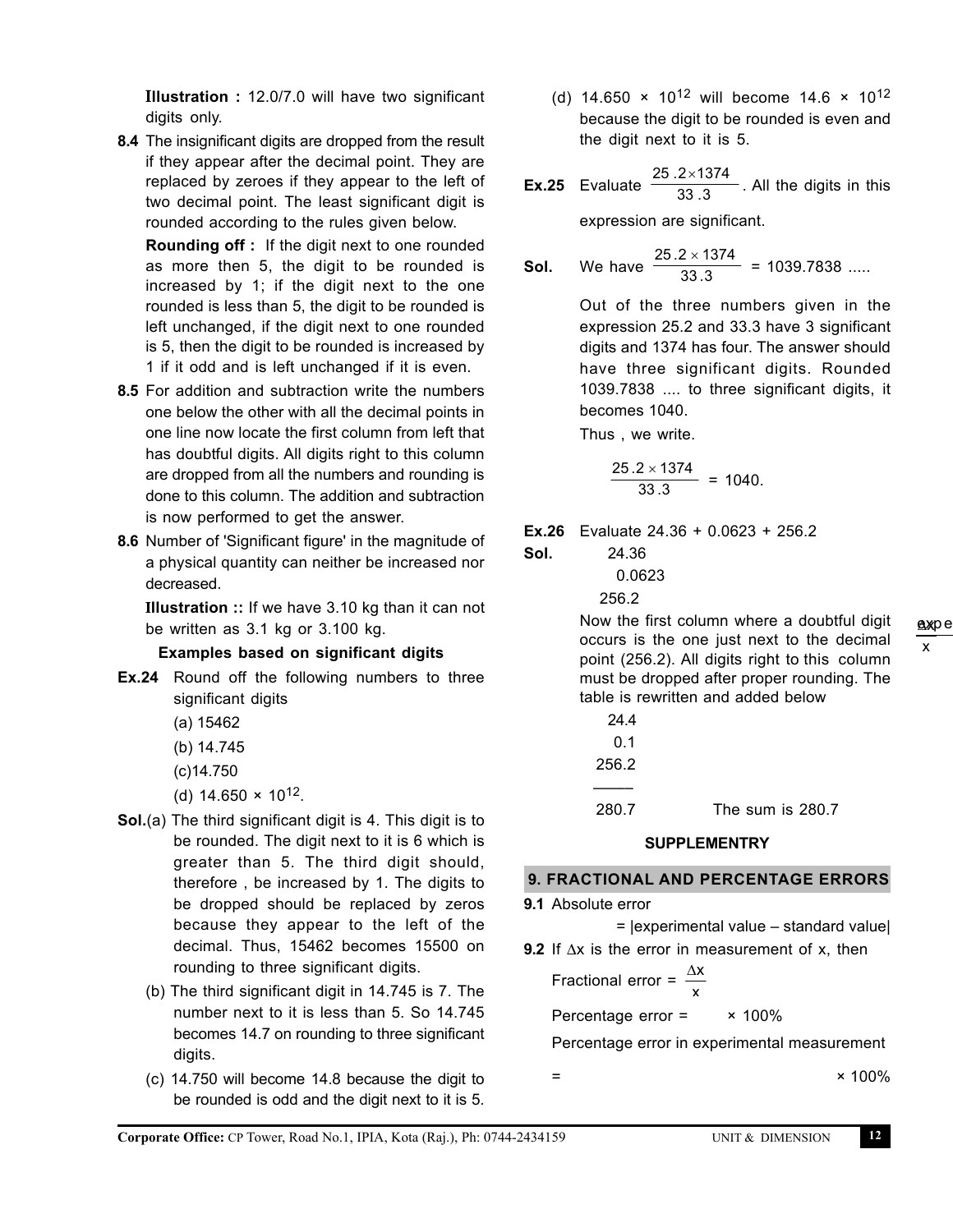**Illustration :** 12.0/7.0 will have two significant digits only.

**8.4** The insignificant digits are dropped from the result if they appear after the decimal point. They are replaced by zeroes if they appear to the left of two decimal point. The least significant digit is rounded according to the rules given below.

**Rounding off :** If the digit next to one rounded as more then 5, the digit to be rounded is increased by 1; if the digit next to the one rounded is less than 5, the digit to be rounded is left unchanged, if the digit next to one rounded is 5, then the digit to be rounded is increased by 1 if it odd and is left unchanged if it is even.

**8.5** For addition and subtraction write the numbers one below the other with all the decimal points in one line now locate the first column from left that has doubtful digits. All digits right to this column are dropped from all the numbers and rounding is done to this column. The addition and subtraction is now performed to get the answer.

**8.6** Number of 'Significant figure' in the magnitude of a physical quantity can neither be increased nor decreased.

**Illustration ::** If we have 3.10 kg than it can not be written as 3.1 kg or 3.100 kg.

**Examples based on significant digits**

**Ex.24** Round off the following numbers to three significant digits

(a) 15462

(b) 14.745

(c) 14.750

(d) $14.650 \times 10^{12}$.

**Sol.** (a) The third significant digit is 4. This digit is to be rounded. The digit next to it is 6 which is greater than 5. The third digit should, therefore , be increased by 1. The digits to be dropped should be replaced by zeros because they appear to the left of the decimal. Thus, 15462 becomes 15500 on rounding to three significant digits.

(b) The third significant digit in 14.745 is 7. The number next to it is less than 5. So 14.745 becomes 14.7 on rounding to three significant digits.

(c) 14.750 will become 14.8 because the digit to be rounded is odd and the digit next to it is 5.

(d) $14.650 \times 10^{12}$ will become $14.6 \times 10^{12}$ because the digit to be rounded is even and the digit next to it is 5.

**Ex.25** Evaluate $\frac{25.2 \times 1374}{33.3}$. All the digits in this expression are significant.

**Sol.** We have $\frac{25.2 \times 1374}{33.3}$ = 1039.7838 .....

Out of the three numbers given in the expression 25.2 and 33.3 have 3 significant digits and 1374 has four. The answer should have three significant digits. Rounded 1039.7838 .... to three significant digits, it becomes 1040.

Thus , we write.

$$\frac{25.2 \times 1374}{33.3} = 1040.$$

**Ex.26** Evaluate 24.36 + 0.0623 + 256.2

**Sol.**

```
  24.36
   0.0623
 256.2
```

Now the first column where a doubtful digit occurs is the one just next to the decimal point (256.2). All digits right to this column must be dropped after proper rounding. The table is rewritten and added below

```
  24.4
   0.1
 256.2
 _____
 280.7        The sum is 280.7
```

**SUPPLEMENTRY**

## 9. FRACTIONAL AND PERCENTAGE ERRORS

**9.1** Absolute error

= |experimental value – standard value|

**9.2** If $\Delta x$ is the error in measurement of x, then

Fractional error = $\frac{\Delta x}{x}$

Percentage error = $\frac{\Delta x}{x}$ × 100%

Percentage error in experimental measurement

= $\frac{\text{experimental value} - \text{standard value}}{\text{standard value}}$ × 100%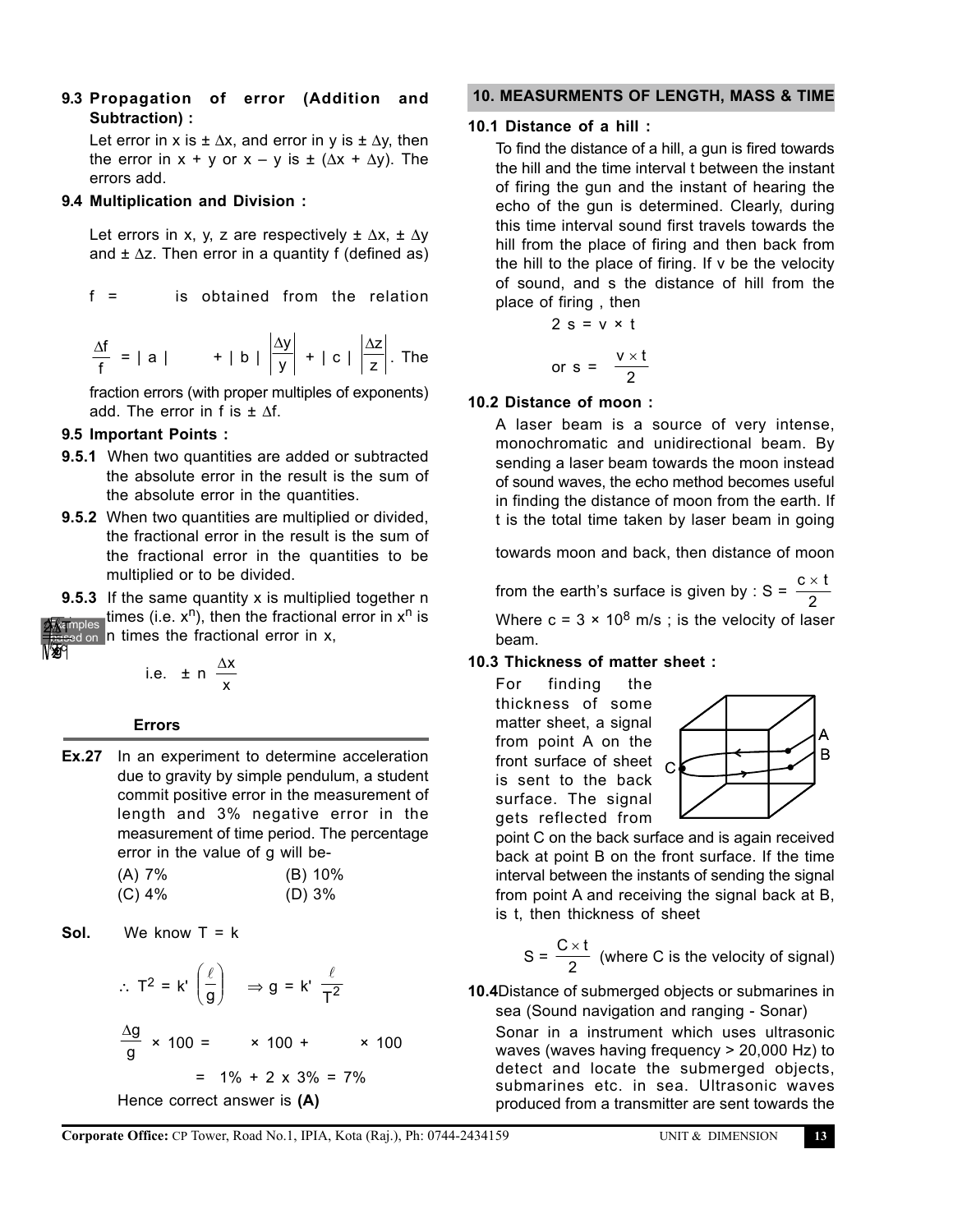**9.3 Propagation of error (Addition and Subtraction) :**

Let error in x is ± Δx, and error in y is ± Δy, then the error in x + y or x – y is ± (Δx + Δy). The errors add.

**9.4 Multiplication and Division :**

Let errors in x, y, z are respectively ± Δx, ± Δy and ± Δz. Then error in a quantity f (defined as)

f = is obtained from the relation

$\frac{\Delta f}{f}$ = | a | + | b | $\left|\frac{\Delta y}{y}\right|$ + | c | $\left|\frac{\Delta z}{z}\right|$. The fraction errors (with proper multiples of exponents) add. The error in f is ± Δf.

**9.5 Important Points :**

**9.5.1** When two quantities are added or subtracted the absolute error in the result is the sum of the absolute error in the quantities.

**9.5.2** When two quantities are multiplied or divided, the fractional error in the result is the sum of the fractional error in the quantities to be multiplied or to be divided.

**9.5.3** If the same quantity x is multiplied together n times (i.e. $x^n$), then the fractional error in $x^n$ is n times the fractional error in x,

i.e. $\pm n\ \frac{\Delta x}{x}$

**Errors**

**Ex.27** In an experiment to determine acceleration due to gravity by simple pendulum, a student commit positive error in the measurement of length and 3% negative error in the measurement of time period. The percentage error in the value of g will be-

(A) 7% (B) 10%
(C) 4% (D) 3%

**Sol.** We know T = k

$\therefore\ T^2 = k'\left(\frac{\ell}{g}\right) \quad \Rightarrow g = k'\ \frac{\ell}{T^2}$

$\frac{\Delta g}{g}$ × 100 = × 100 + × 100

= 1% + 2 x 3% = 7%

Hence correct answer is **(A)**

## 10. MEASURMENTS OF LENGTH, MASS & TIME

**10.1 Distance of a hill :**

To find the distance of a hill, a gun is fired towards the hill and the time interval t between the instant of firing the gun and the instant of hearing the echo of the gun is determined. Clearly, during this time interval sound first travels towards the hill from the place of firing and then back from the hill to the place of firing. If v be the velocity of sound, and s the distance of hill from the place of firing , then

$$2\ s = v \times t$$

$$\text{or } s = \frac{v \times t}{2}$$

**10.2 Distance of moon :**

A laser beam is a source of very intense, monochromatic and unidirectional beam. By sending a laser beam towards the moon instead of sound waves, the echo method becomes useful in finding the distance of moon from the earth. If t is the total time taken by laser beam in going towards moon and back, then distance of moon from the earth's surface is given by : $S = \frac{c \times t}{2}$

Where c = 3 × $10^8$ m/s ; is the velocity of laser beam.

**10.3 Thickness of matter sheet :**

For finding the thickness of some matter sheet, a signal from point A on the front surface of sheet is sent to the back surface. The signal gets reflected from point C on the back surface and is again received back at point B on the front surface. If the time interval between the instants of sending the signal from point A and receiving the signal back at B, is t, then thickness of sheet

$$S = \frac{C \times t}{2} \text{ (where C is the velocity of signal)}$$

**10.4** Distance of submerged objects or submarines in sea (Sound navigation and ranging - Sonar)

Sonar in a instrument which uses ultrasonic waves (waves having frequency > 20,000 Hz) to detect and locate the submerged objects, submarines etc. in sea. Ultrasonic waves produced from a transmitter are sent towards the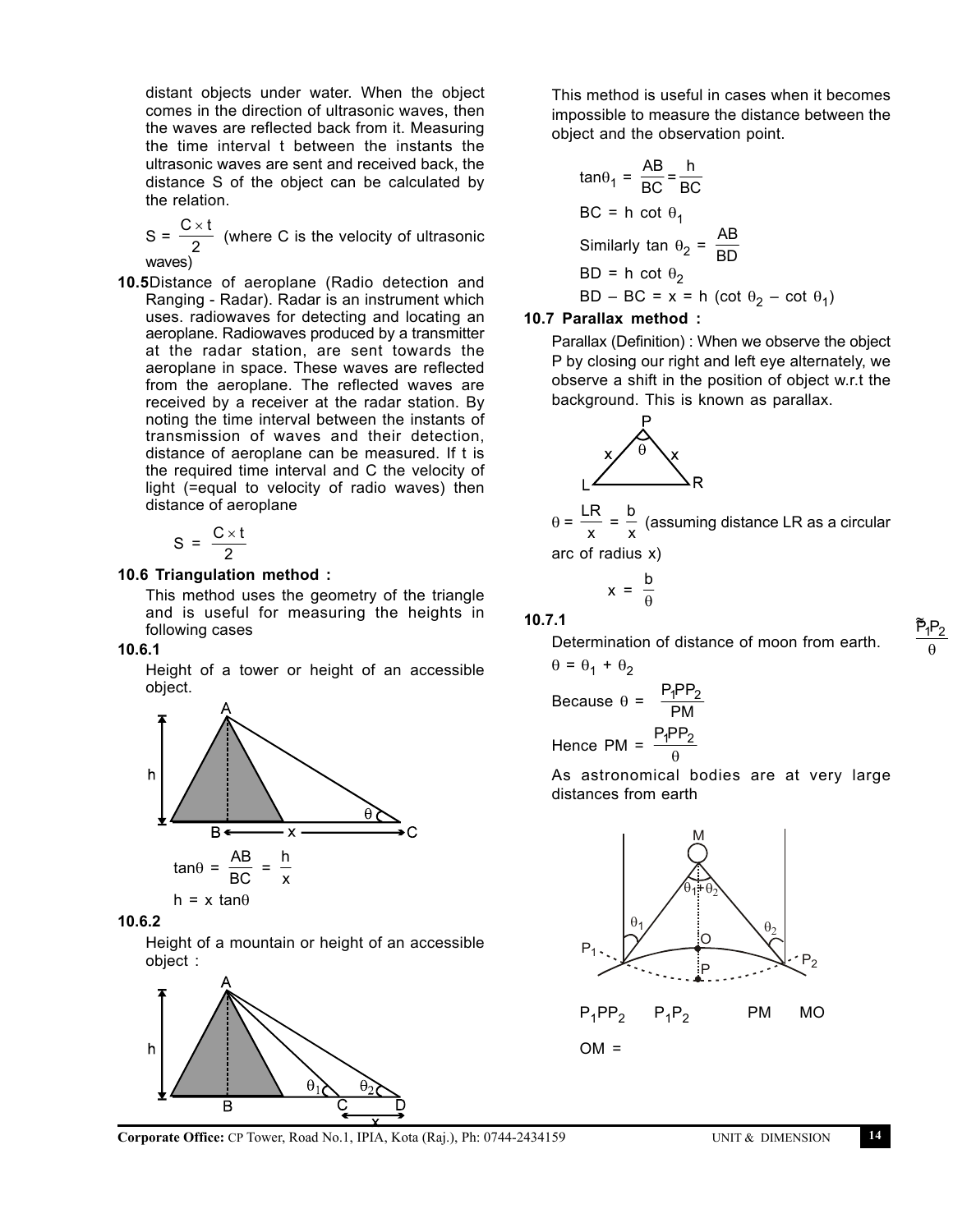distant objects under water. When the object comes in the direction of ultrasonic waves, then the waves are reflected back from it. Measuring the time interval t between the instants the ultrasonic waves are sent and received back, the distance S of the object can be calculated by the relation.

$S = \frac{C \times t}{2}$ (where C is the velocity of ultrasonic waves)

**10.5** Distance of aeroplane (Radio detection and Ranging - Radar). Radar is an instrument which uses. radiowaves for detecting and locating an aeroplane. Radiowaves produced by a transmitter at the radar station, are sent towards the aeroplane in space. These waves are reflected from the aeroplane. The reflected waves are received by a receiver at the radar station. By noting the time interval between the instants of transmission of waves and their detection, distance of aeroplane can be measured. If t is the required time interval and C the velocity of light (=equal to velocity of radio waves) then distance of aeroplane

$$S = \frac{C \times t}{2}$$

### 10.6 Triangulation method :

This method uses the geometry of the triangle and is useful for measuring the heights in following cases

**10.6.1**

Height of a tower or height of an accessible object.

$$\tan\theta = \frac{AB}{BC} = \frac{h}{x}$$

$$h = x \tan\theta$$

**10.6.2**

Height of a mountain or height of an accessible object :

This method is useful in cases when it becomes impossible to measure the distance between the object and the observation point.

$$\tan\theta_1 = \frac{AB}{BC} = \frac{h}{BC}$$

$$BC = h \cot \theta_1$$

$$\text{Similarly } \tan \theta_2 = \frac{AB}{BD}$$

$$BD = h \cot \theta_2$$

$$BD - BC = x = h (\cot \theta_2 - \cot \theta_1)$$

### 10.7 Parallax method :

Parallax (Definition) : When we observe the object P by closing our right and left eye alternately, we observe a shift in the position of object w.r.t the background. This is known as parallax.

$\theta = \frac{LR}{x} = \frac{b}{x}$ (assuming distance LR as a circular arc of radius x)

$$x = \frac{b}{\theta}$$

**10.7.1**

Determination of distance of moon from earth.

$$\theta = \theta_1 + \theta_2$$

$$\text{Because } \theta = \frac{P_1PP_2}{PM}$$

$$\text{Hence } PM = \frac{P_1PP_2}{\theta}$$

As astronomical bodies are at very large distances from earth

$P_1PP_2 \quad P_1P_2 \qquad PM \quad MO$

$OM = \frac{P_1P_2}{\theta}$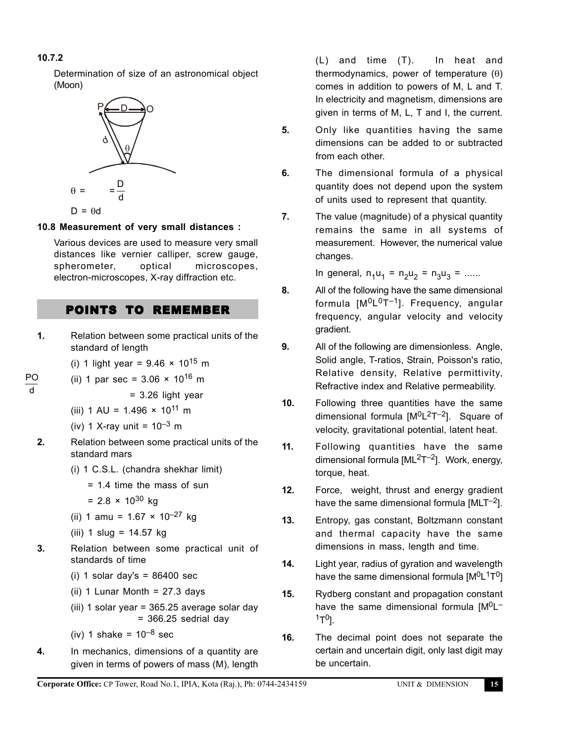**10.7.2**

Determination of size of an astronomical object (Moon)

$\theta = \frac{PO}{d} = \frac{D}{d}$

$D = \theta d$

**10.8 Measurement of very small distances :**

Various devices are used to measure very small distances like vernier calliper, screw gauge, spherometer, optical microscopes, electron-microscopes, X-ray diffraction etc.

## POINTS TO REMEMBER

**1.** Relation between some practical units of the standard of length

(i) 1 light year = $9.46 \times 10^{15}$ m

(ii) 1 par sec = $3.06 \times 10^{16}$ m

= 3.26 light year

(iii) 1 AU = $1.496 \times 10^{11}$ m

(iv) 1 X-ray unit = $10^{-3}$ m

**2.** Relation between some practical units of the standard mars

(i) 1 C.S.L. (chandra shekhar limit)

= 1.4 time the mass of sun

= $2.8 \times 10^{30}$ kg

(ii) 1 amu = $1.67 \times 10^{-27}$ kg

(iii) 1 slug = 14.57 kg

**3.** Relation between some practical unit of standards of time

(i) 1 solar day's = 86400 sec

(ii) 1 Lunar Month = 27.3 days

(iii) 1 solar year = 365.25 average solar day = 366.25 sedrial day

(iv) 1 shake = $10^{-8}$ sec

**4.** In mechanics, dimensions of a quantity are given in terms of powers of mass (M), length (L) and time (T). In heat and thermodynamics, power of temperature ($\theta$) comes in addition to powers of M, L and T. In electricity and magnetism, dimensions are given in terms of M, L, T and I, the current.

**5.** Only like quantities having the same dimensions can be added to or subtracted from each other.

**6.** The dimensional formula of a physical quantity does not depend upon the system of units used to represent that quantity.

**7.** The value (magnitude) of a physical quantity remains the same in all systems of measurement. However, the numerical value changes.

In general, $n_1u_1 = n_2u_2 = n_3u_3 = ......$

**8.** All of the following have the same dimensional formula $[M^0L^0T^{-1}]$. Frequency, angular frequency, angular velocity and velocity gradient.

**9.** All of the following are dimensionless. Angle, Solid angle, T-ratios, Strain, Poisson's ratio, Relative density, Relative permittivity, Refractive index and Relative permeability.

**10.** Following three quantities have the same dimensional formula $[M^0L^2T^{-2}]$. Square of velocity, gravitational potential, latent heat.

**11.** Following quantities have the same dimensional formula $[ML^2T^{-2}]$. Work, energy, torque, heat.

**12.** Force, weight, thrust and energy gradient have the same dimensional formula $[MLT^{-2}]$.

**13.** Entropy, gas constant, Boltzmann constant and thermal capacity have the same dimensions in mass, length and time.

**14.** Light year, radius of gyration and wavelength have the same dimensional formula $[M^0L^1T^0]$

**15.** Rydberg constant and propagation constant have the same dimensional formula $[M^0L^{-1}T^0]$.

**16.** The decimal point does not separate the certain and uncertain digit, only last digit may be uncertain.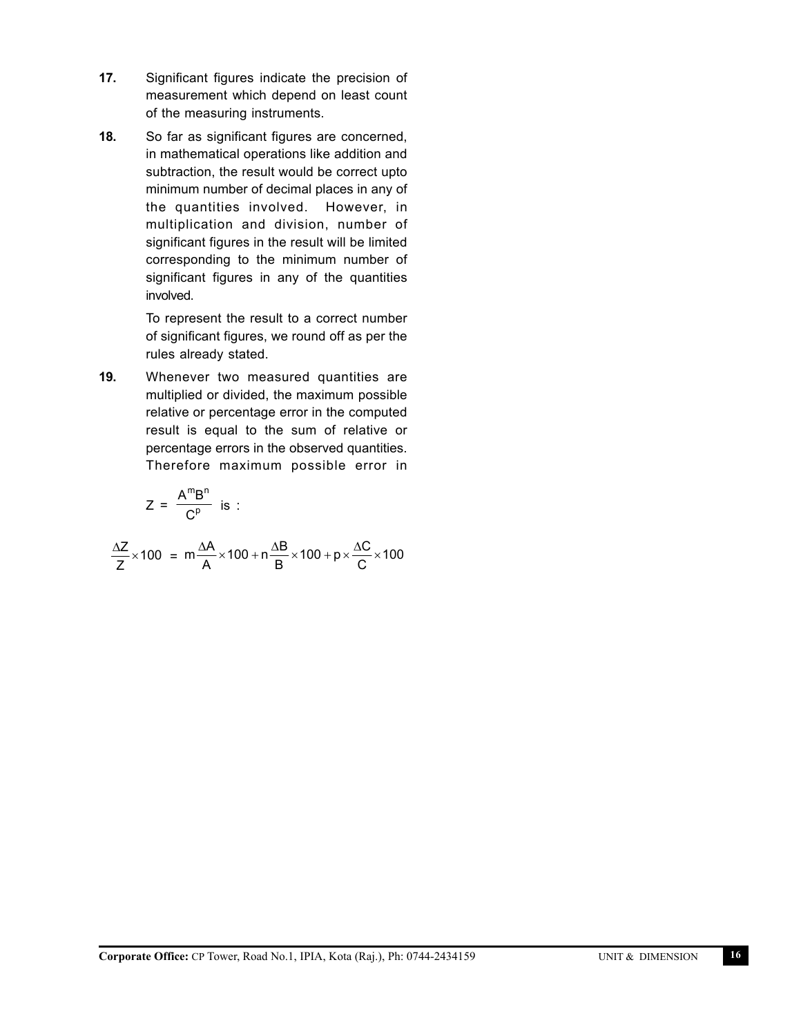**17.** Significant figures indicate the precision of measurement which depend on least count of the measuring instruments.

**18.** So far as significant figures are concerned, in mathematical operations like addition and subtraction, the result would be correct upto minimum number of decimal places in any of the quantities involved. However, in multiplication and division, number of significant figures in the result will be limited corresponding to the minimum number of significant figures in any of the quantities involved.

To represent the result to a correct number of significant figures, we round off as per the rules already stated.

**19.** Whenever two measured quantities are multiplied or divided, the maximum possible relative or percentage error in the computed result is equal to the sum of relative or percentage errors in the observed quantities. Therefore maximum possible error in

$$Z = \frac{A^m B^n}{C^p} \text{ is :}$$

$$\frac{\Delta Z}{Z} \times 100 = m\frac{\Delta A}{A} \times 100 + n\frac{\Delta B}{B} \times 100 + p \times \frac{\Delta C}{C} \times 100$$